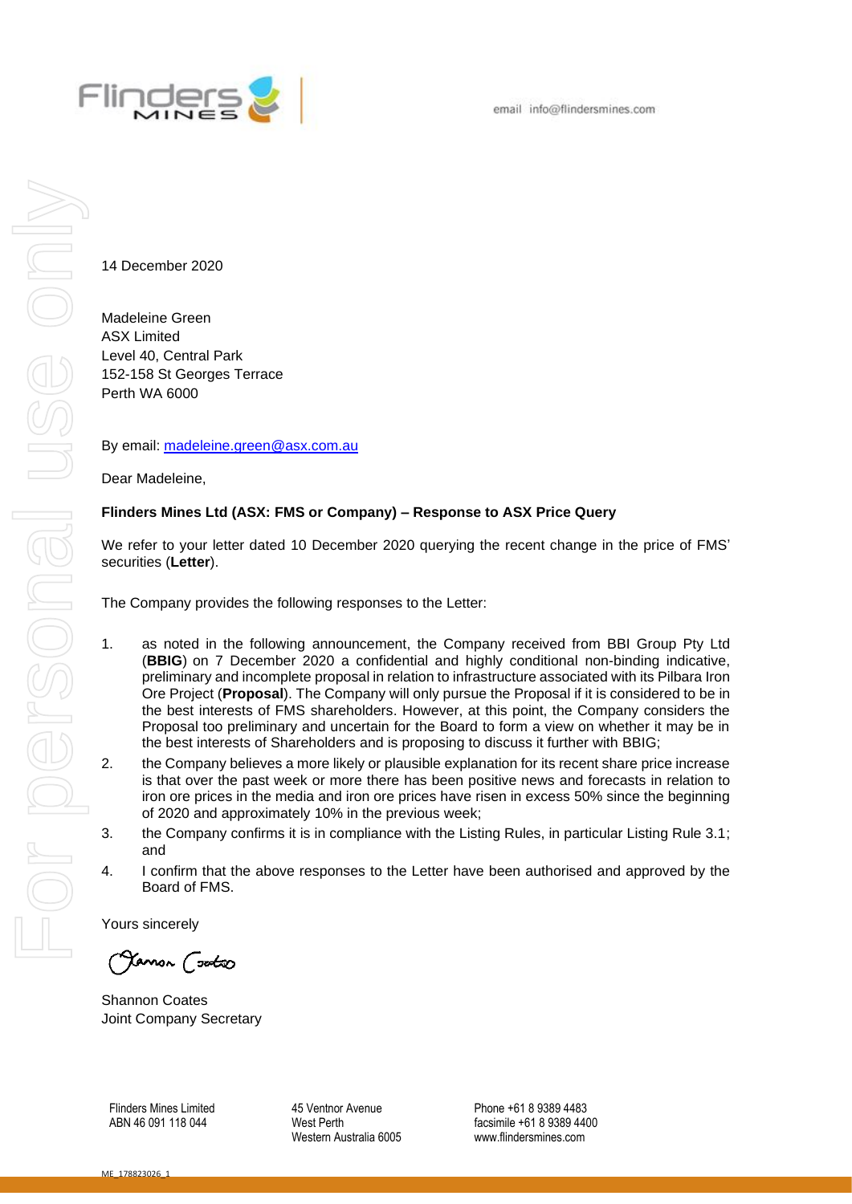email info@flindersmines.com

14 December 2020

Madeleine Green
ASX Limited
Level 40, Central Park
152-158 St Georges Terrace
Perth WA 6000

By email: [madeleine.green@asx.com.au](mailto:madeleine.green@asx.com.au)

Dear Madeleine,

**Flinders Mines Ltd (ASX: FMS or Company) – Response to ASX Price Query**

We refer to your letter dated 10 December 2020 querying the recent change in the price of FMS' securities (**Letter**).

The Company provides the following responses to the Letter:

1. as noted in the following announcement, the Company received from BBI Group Pty Ltd (**BBIG**) on 7 December 2020 a confidential and highly conditional non-binding indicative, preliminary and incomplete proposal in relation to infrastructure associated with its Pilbara Iron Ore Project (**Proposal**). The Company will only pursue the Proposal if it is considered to be in the best interests of FMS shareholders. However, at this point, the Company considers the Proposal too preliminary and uncertain for the Board to form a view on whether it may be in the best interests of Shareholders and is proposing to discuss it further with BBIG;
2. the Company believes a more likely or plausible explanation for its recent share price increase is that over the past week or more there has been positive news and forecasts in relation to iron ore prices in the media and iron ore prices have risen in excess 50% since the beginning of 2020 and approximately 10% in the previous week;
3. the Company confirms it is in compliance with the Listing Rules, in particular Listing Rule 3.1; and
4. I confirm that the above responses to the Letter have been authorised and approved by the Board of FMS.

Yours sincerely

Shannon Coates
Joint Company Secretary

Flinders Mines Limited
ABN 46 091 118 044

45 Ventnor Avenue
West Perth
Western Australia 6005

Phone +61 8 9389 4483
facsimile +61 8 9389 4400
www.flindersmines.com

ME_178823026_1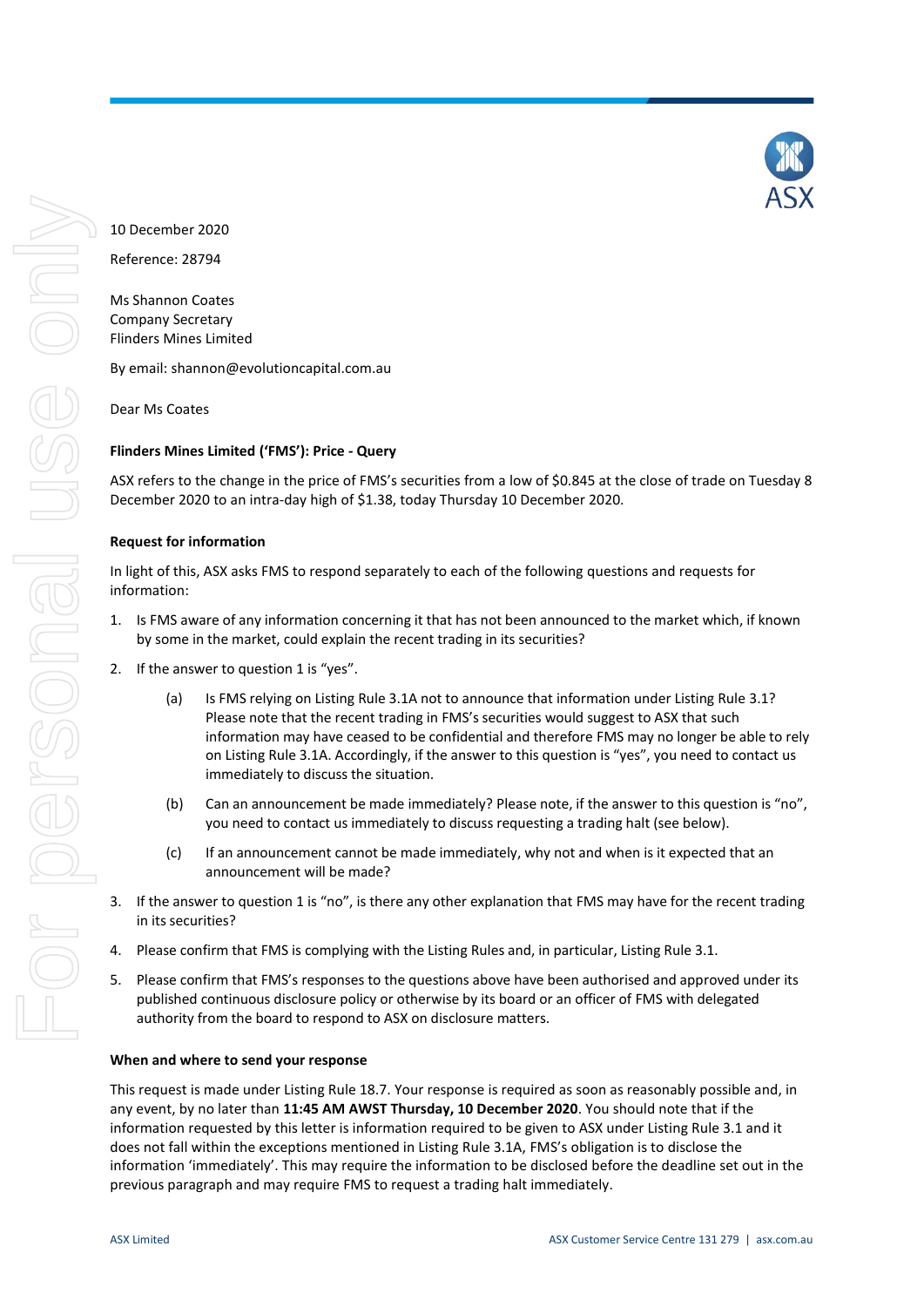10 December 2020

Reference: 28794

Ms Shannon Coates
Company Secretary
Flinders Mines Limited

By email: shannon@evolutioncapital.com.au

Dear Ms Coates

**Flinders Mines Limited ('FMS'): Price - Query**

ASX refers to the change in the price of FMS's securities from a low of $0.845 at the close of trade on Tuesday 8 December 2020 to an intra-day high of $1.38, today Thursday 10 December 2020.

**Request for information**

In light of this, ASX asks FMS to respond separately to each of the following questions and requests for information:

1. Is FMS aware of any information concerning it that has not been announced to the market which, if known by some in the market, could explain the recent trading in its securities?
2. If the answer to question 1 is "yes".
   (a) Is FMS relying on Listing Rule 3.1A not to announce that information under Listing Rule 3.1? Please note that the recent trading in FMS's securities would suggest to ASX that such information may have ceased to be confidential and therefore FMS may no longer be able to rely on Listing Rule 3.1A. Accordingly, if the answer to this question is "yes", you need to contact us immediately to discuss the situation.
   (b) Can an announcement be made immediately? Please note, if the answer to this question is "no", you need to contact us immediately to discuss requesting a trading halt (see below).
   (c) If an announcement cannot be made immediately, why not and when is it expected that an announcement will be made?
3. If the answer to question 1 is "no", is there any other explanation that FMS may have for the recent trading in its securities?
4. Please confirm that FMS is complying with the Listing Rules and, in particular, Listing Rule 3.1.
5. Please confirm that FMS's responses to the questions above have been authorised and approved under its published continuous disclosure policy or otherwise by its board or an officer of FMS with delegated authority from the board to respond to ASX on disclosure matters.

**When and where to send your response**

This request is made under Listing Rule 18.7. Your response is required as soon as reasonably possible and, in any event, by no later than **11:45 AM AWST Thursday, 10 December 2020**. You should note that if the information requested by this letter is information required to be given to ASX under Listing Rule 3.1 and it does not fall within the exceptions mentioned in Listing Rule 3.1A, FMS's obligation is to disclose the information 'immediately'. This may require the information to be disclosed before the deadline set out in the previous paragraph and may require FMS to request a trading halt immediately.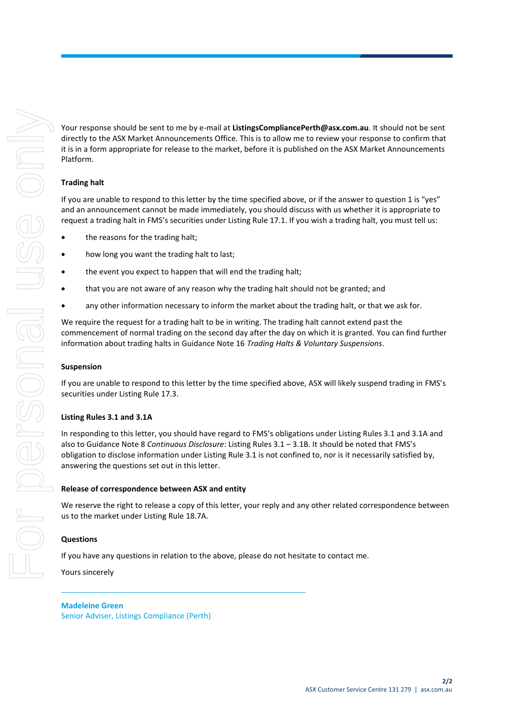Your response should be sent to me by e-mail at **ListingsCompliancePerth@asx.com.au**. It should not be sent directly to the ASX Market Announcements Office. This is to allow me to review your response to confirm that it is in a form appropriate for release to the market, before it is published on the ASX Market Announcements Platform.

**Trading halt**

If you are unable to respond to this letter by the time specified above, or if the answer to question 1 is "yes" and an announcement cannot be made immediately, you should discuss with us whether it is appropriate to request a trading halt in FMS's securities under Listing Rule 17.1. If you wish a trading halt, you must tell us:

- the reasons for the trading halt;
- how long you want the trading halt to last;
- the event you expect to happen that will end the trading halt;
- that you are not aware of any reason why the trading halt should not be granted; and
- any other information necessary to inform the market about the trading halt, or that we ask for.

We require the request for a trading halt to be in writing. The trading halt cannot extend past the commencement of normal trading on the second day after the day on which it is granted. You can find further information about trading halts in Guidance Note 16 *Trading Halts & Voluntary Suspensions*.

**Suspension**

If you are unable to respond to this letter by the time specified above, ASX will likely suspend trading in FMS's securities under Listing Rule 17.3.

**Listing Rules 3.1 and 3.1A**

In responding to this letter, you should have regard to FMS's obligations under Listing Rules 3.1 and 3.1A and also to Guidance Note 8 *Continuous Disclosure*: Listing Rules 3.1 – 3.1B. It should be noted that FMS's obligation to disclose information under Listing Rule 3.1 is not confined to, nor is it necessarily satisfied by, answering the questions set out in this letter.

**Release of correspondence between ASX and entity**

We reserve the right to release a copy of this letter, your reply and any other related correspondence between us to the market under Listing Rule 18.7A.

**Questions**

If you have any questions in relation to the above, please do not hesitate to contact me.

Yours sincerely

**Madeleine Green**
Senior Adviser, Listings Compliance (Perth)